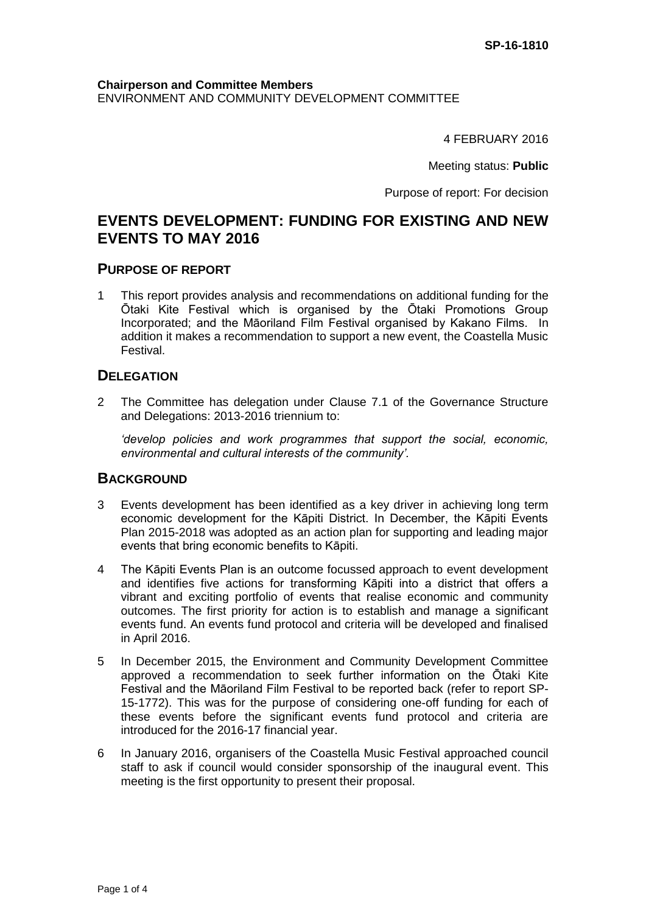SP-16-1810

**Chairperson and Committee Members**
ENVIRONMENT AND COMMUNITY DEVELOPMENT COMMITTEE

4 FEBRUARY 2016

Meeting status: **Public**

Purpose of report: For decision

# EVENTS DEVELOPMENT: FUNDING FOR EXISTING AND NEW EVENTS TO MAY 2016

## PURPOSE OF REPORT

1 This report provides analysis and recommendations on additional funding for the Ōtaki Kite Festival which is organised by the Ōtaki Promotions Group Incorporated; and the Māoriland Film Festival organised by Kakano Films. In addition it makes a recommendation to support a new event, the Coastella Music Festival.

## DELEGATION

2 The Committee has delegation under Clause 7.1 of the Governance Structure and Delegations: 2013-2016 triennium to:

*'develop policies and work programmes that support the social, economic, environmental and cultural interests of the community'.*

## BACKGROUND

3 Events development has been identified as a key driver in achieving long term economic development for the Kāpiti District. In December, the Kāpiti Events Plan 2015-2018 was adopted as an action plan for supporting and leading major events that bring economic benefits to Kāpiti.

4 The Kāpiti Events Plan is an outcome focussed approach to event development and identifies five actions for transforming Kāpiti into a district that offers a vibrant and exciting portfolio of events that realise economic and community outcomes. The first priority for action is to establish and manage a significant events fund. An events fund protocol and criteria will be developed and finalised in April 2016.

5 In December 2015, the Environment and Community Development Committee approved a recommendation to seek further information on the Ōtaki Kite Festival and the Māoriland Film Festival to be reported back (refer to report SP-15-1772). This was for the purpose of considering one-off funding for each of these events before the significant events fund protocol and criteria are introduced for the 2016-17 financial year.

6 In January 2016, organisers of the Coastella Music Festival approached council staff to ask if council would consider sponsorship of the inaugural event. This meeting is the first opportunity to present their proposal.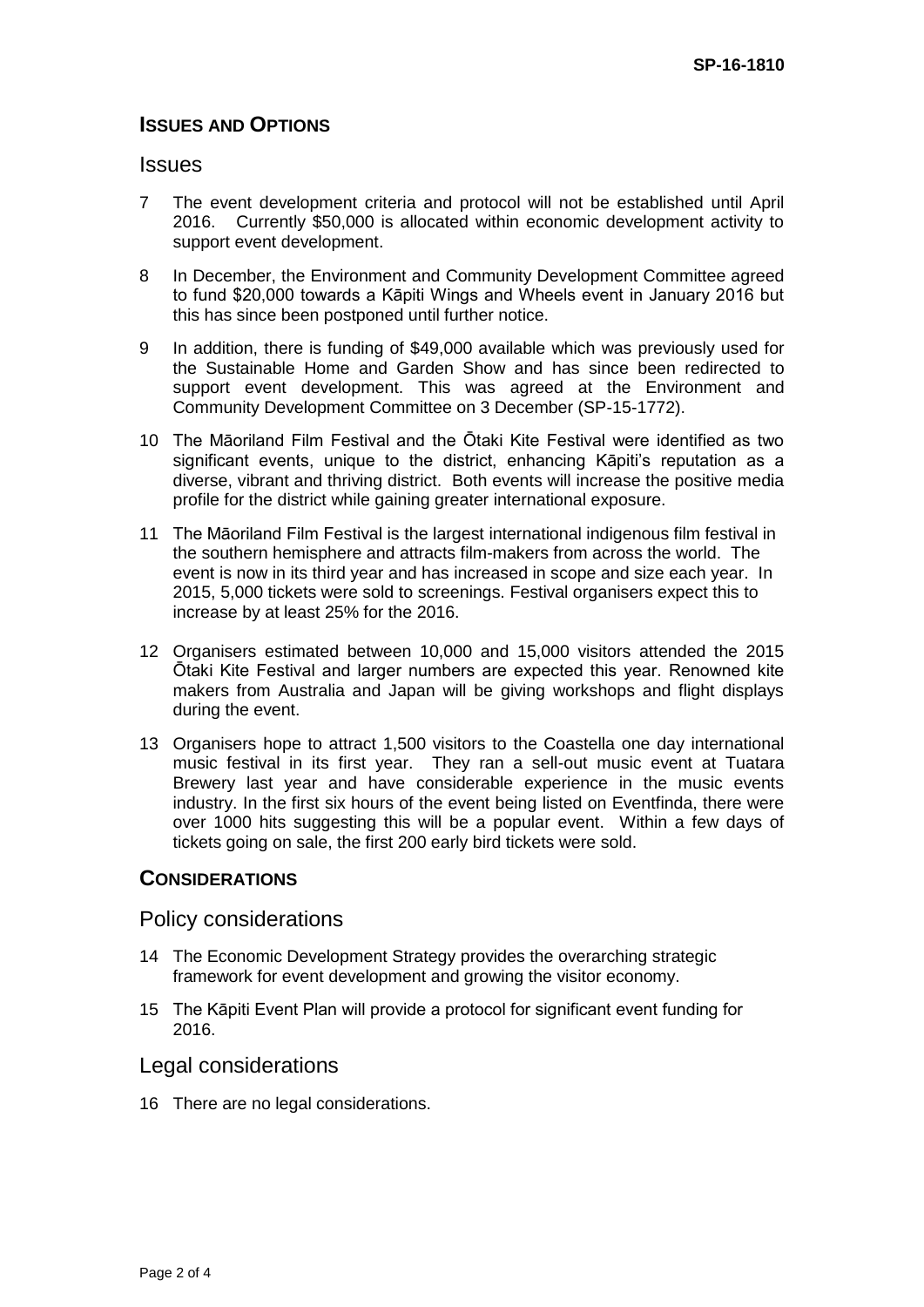## ISSUES AND OPTIONS

### Issues

7 The event development criteria and protocol will not be established until April 2016. Currently $50,000 is allocated within economic development activity to support event development.

8 In December, the Environment and Community Development Committee agreed to fund $20,000 towards a Kāpiti Wings and Wheels event in January 2016 but this has since been postponed until further notice.

9 In addition, there is funding of $49,000 available which was previously used for the Sustainable Home and Garden Show and has since been redirected to support event development. This was agreed at the Environment and Community Development Committee on 3 December (SP-15-1772).

10 The Māoriland Film Festival and the Ōtaki Kite Festival were identified as two significant events, unique to the district, enhancing Kāpiti's reputation as a diverse, vibrant and thriving district. Both events will increase the positive media profile for the district while gaining greater international exposure.

11 The Māoriland Film Festival is the largest international indigenous film festival in the southern hemisphere and attracts film-makers from across the world. The event is now in its third year and has increased in scope and size each year. In 2015, 5,000 tickets were sold to screenings. Festival organisers expect this to increase by at least 25% for the 2016.

12 Organisers estimated between 10,000 and 15,000 visitors attended the 2015 Ōtaki Kite Festival and larger numbers are expected this year. Renowned kite makers from Australia and Japan will be giving workshops and flight displays during the event.

13 Organisers hope to attract 1,500 visitors to the Coastella one day international music festival in its first year. They ran a sell-out music event at Tuatara Brewery last year and have considerable experience in the music events industry. In the first six hours of the event being listed on Eventfinda, there were over 1000 hits suggesting this will be a popular event. Within a few days of tickets going on sale, the first 200 early bird tickets were sold.

## CONSIDERATIONS

### Policy considerations

14 The Economic Development Strategy provides the overarching strategic framework for event development and growing the visitor economy.

15 The Kāpiti Event Plan will provide a protocol for significant event funding for 2016.

### Legal considerations

16 There are no legal considerations.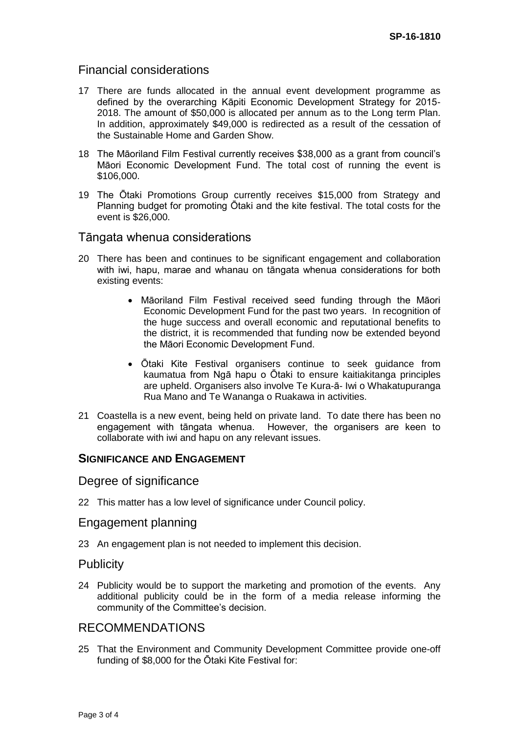## Financial considerations

17 There are funds allocated in the annual event development programme as defined by the overarching Kāpiti Economic Development Strategy for 2015-2018. The amount of $50,000 is allocated per annum as to the Long term Plan. In addition, approximately $49,000 is redirected as a result of the cessation of the Sustainable Home and Garden Show.

18 The Māoriland Film Festival currently receives $38,000 as a grant from council's Māori Economic Development Fund. The total cost of running the event is $106,000.

19 The Ōtaki Promotions Group currently receives $15,000 from Strategy and Planning budget for promoting Ōtaki and the kite festival. The total costs for the event is $26,000.

## Tāngata whenua considerations

20 There has been and continues to be significant engagement and collaboration with iwi, hapu, marae and whanau on tāngata whenua considerations for both existing events:

- Māoriland Film Festival received seed funding through the Māori Economic Development Fund for the past two years. In recognition of the huge success and overall economic and reputational benefits to the district, it is recommended that funding now be extended beyond the Māori Economic Development Fund.
- Ōtaki Kite Festival organisers continue to seek guidance from kaumatua from Ngā hapu o Ōtaki to ensure kaitiakitanga principles are upheld. Organisers also involve Te Kura-ā- Iwi o Whakatupuranga Rua Mano and Te Wananga o Ruakawa in activities.

21 Coastella is a new event, being held on private land. To date there has been no engagement with tāngata whenua. However, the organisers are keen to collaborate with iwi and hapu on any relevant issues.

### SIGNIFICANCE AND ENGAGEMENT

## Degree of significance

22 This matter has a low level of significance under Council policy.

## Engagement planning

23 An engagement plan is not needed to implement this decision.

## Publicity

24 Publicity would be to support the marketing and promotion of the events. Any additional publicity could be in the form of a media release informing the community of the Committee's decision.

## RECOMMENDATIONS

25 That the Environment and Community Development Committee provide one-off funding of $8,000 for the Ōtaki Kite Festival for: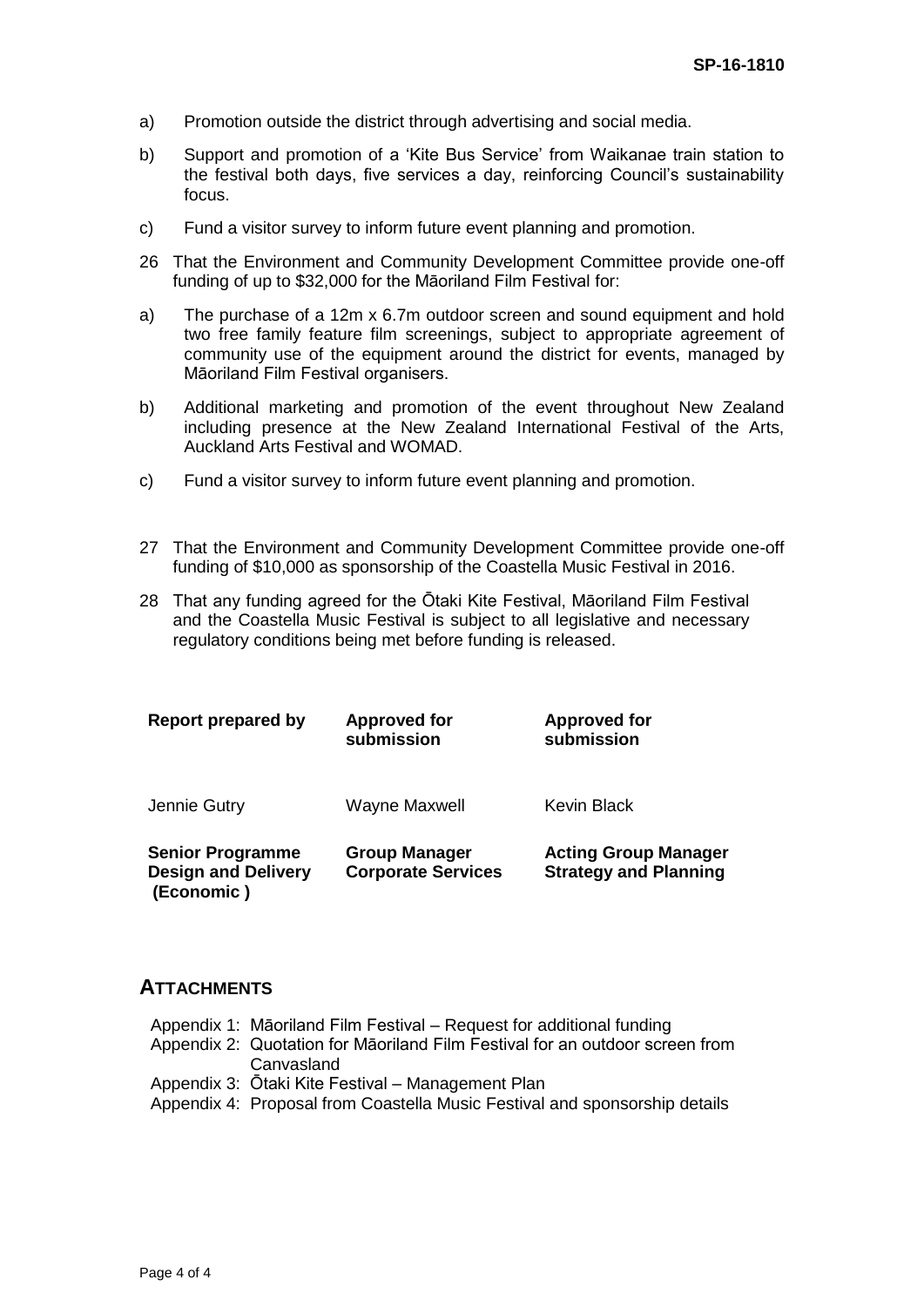a) Promotion outside the district through advertising and social media.

b) Support and promotion of a 'Kite Bus Service' from Waikanae train station to the festival both days, five services a day, reinforcing Council's sustainability focus.

c) Fund a visitor survey to inform future event planning and promotion.

26 That the Environment and Community Development Committee provide one-off funding of up to $32,000 for the Māoriland Film Festival for:

a) The purchase of a 12m x 6.7m outdoor screen and sound equipment and hold two free family feature film screenings, subject to appropriate agreement of community use of the equipment around the district for events, managed by Māoriland Film Festival organisers.

b) Additional marketing and promotion of the event throughout New Zealand including presence at the New Zealand International Festival of the Arts, Auckland Arts Festival and WOMAD.

c) Fund a visitor survey to inform future event planning and promotion.

27 That the Environment and Community Development Committee provide one-off funding of $10,000 as sponsorship of the Coastella Music Festival in 2016.

28 That any funding agreed for the Ōtaki Kite Festival, Māoriland Film Festival and the Coastella Music Festival is subject to all legislative and necessary regulatory conditions being met before funding is released.

| **Report prepared by** | **Approved for submission** | **Approved for submission** |
|---|---|---|
| Jennie Gutry | Wayne Maxwell | Kevin Black |
| **Senior Programme Design and Delivery (Economic )** | **Group Manager Corporate Services** | **Acting Group Manager Strategy and Planning** |

## ATTACHMENTS

Appendix 1: Māoriland Film Festival – Request for additional funding
Appendix 2: Quotation for Māoriland Film Festival for an outdoor screen from Canvasland
Appendix 3: Ōtaki Kite Festival – Management Plan
Appendix 4: Proposal from Coastella Music Festival and sponsorship details